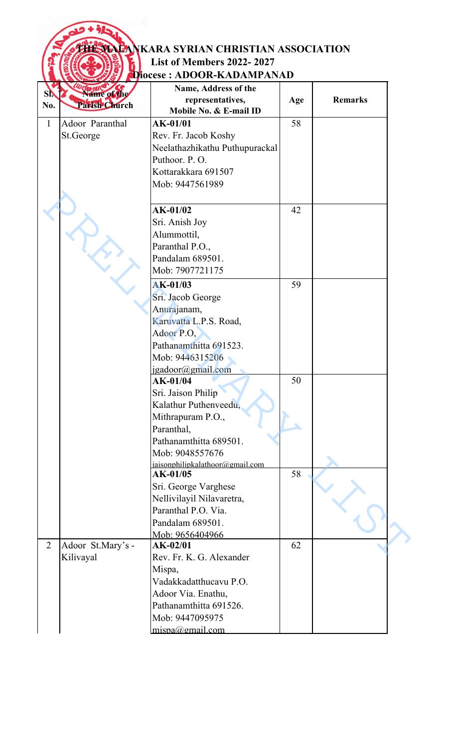# THE MALANKARA SYRIAN CHRISTIAN ASSOCIATION

## List of Members 2022- 2027

## Diocese : ADOOR-KADAMPANAD

| Sl. No. | Name of the Parish Church | Name, Address of the representatives, Mobile No. & E-mail ID | Age | Remarks |
|---|---|---|---|---|
| 1 | Adoor Paranthal St.George | **AK-01/01**<br>Rev. Fr. Jacob Koshy<br>Neelathazhikathu Puthupurackal<br>Puthoor. P. O.<br>Kottarakkara 691507<br>Mob: 9447561989 | 58 | |
| | | **AK-01/02**<br>Sri. Anish Joy<br>Alummottil,<br>Paranthal P.O.,<br>Pandalam 689501.<br>Mob: 7907721175 | 42 | |
| | | **AK-01/03**<br>Sri. Jacob George<br>Anurajanam,<br>Karuvatta L.P.S. Road,<br>Adoor P.O,<br>Pathanamthitta 691523.<br>Mob: 9446315206<br>jgadoor@gmail.com | 59 | |
| | | **AK-01/04**<br>Sri. Jaison Philip<br>Kalathur Puthenveedu,<br>Mithrapuram P.O.,<br>Paranthal,<br>Pathanamthitta 689501.<br>Mob: 9048557676<br>jaisonphilipkalathoor@gmail.com | 50 | |
| | | **AK-01/05**<br>Sri. George Varghese<br>Nellivilayil Nilavaretra,<br>Paranthal P.O. Via.<br>Pandalam 689501.<br>Mob: 9656404966 | 58 | |
| 2 | Adoor St.Mary's - Kilivayal | **AK-02/01**<br>Rev. Fr. K. G. Alexander<br>Mispa,<br>Vadakkadatthucavu P.O.<br>Adoor Via. Enathu,<br>Pathanamthitta 691526.<br>Mob: 9447095975<br>mispa@gmail.com | 62 | |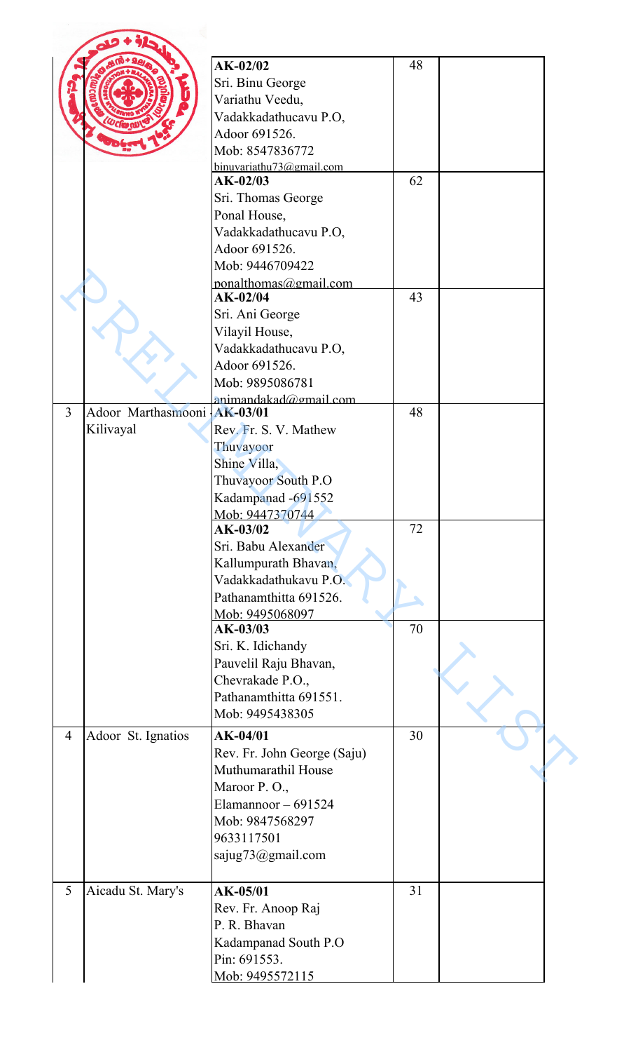| | | | | |
|---|---|---|---|---|
| | | **AK-02/02**<br>Sri. Binu George<br>Variathu Veedu,<br>Vadakkadathucavu P.O,<br>Adoor 691526.<br>Mob: 8547836772<br>binuvariathu73@gmail.com | 48 | |
| | | **AK-02/03**<br>Sri. Thomas George<br>Ponal House,<br>Vadakkadathucavu P.O,<br>Adoor 691526.<br>Mob: 9446709422<br>ponalthomas@gmail.com | 62 | |
| | | **AK-02/04**<br>Sri. Ani George<br>Vilayil House,<br>Vadakkadathucavu P.O,<br>Adoor 691526.<br>Mob: 9895086781<br>animandakad@gmail.com | 43 | |
| 3 | Adoor Marthasmooni Kilivayal | **AK-03/01**<br>Rev. Fr. S. V. Mathew<br>Thuvayoor<br>Shine Villa,<br>Thuvayoor South P.O<br>Kadampanad -691552<br>Mob: 9447370744 | 48 | |
| | | **AK-03/02**<br>Sri. Babu Alexander<br>Kallumpurath Bhavan,<br>Vadakkadathukavu P.O.<br>Pathanamthitta 691526.<br>Mob: 9495068097 | 72 | |
| | | **AK-03/03**<br>Sri. K. Idichandy<br>Pauvelil Raju Bhavan,<br>Chevrakade P.O.,<br>Pathanamthitta 691551.<br>Mob: 9495438305 | 70 | |
| 4 | Adoor St. Ignatios | **AK-04/01**<br>Rev. Fr. John George (Saju)<br>Muthumarathil House<br>Maroor P. O.,<br>Elamannoor – 691524<br>Mob: 9847568297<br>9633117501<br>sajug73@gmail.com | 30 | |
| 5 | Aicadu St. Mary's | **AK-05/01**<br>Rev. Fr. Anoop Raj<br>P. R. Bhavan<br>Kadampanad South P.O<br>Pin: 691553.<br>Mob: 9495572115 | 31 | |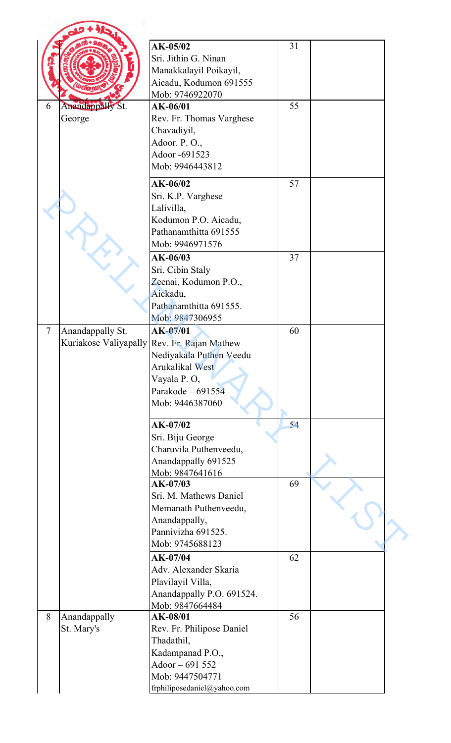| | | | | |
|---|---|---|---|---|
| | | **AK-05/02**<br>Sri. Jithin G. Ninan<br>Manakkalayil Poikayil,<br>Aicadu, Kodumon 691555<br>Mob: 9746922070 | 31 | |
| 6 | Anandappally St. George | **AK-06/01**<br>Rev. Fr. Thomas Varghese<br>Chavadiyil,<br>Adoor. P. O.,<br>Adoor -691523<br>Mob: 9946443812 | 55 | |
| | | **AK-06/02**<br>Sri. K.P. Varghese<br>Lalivilla,<br>Kodumon P.O. Aicadu,<br>Pathanamthitta 691555<br>Mob: 9946971576 | 57 | |
| | | **AK-06/03**<br>Sri. Cibin Staly<br>Zeenai, Kodumon P.O.,<br>Aickadu,<br>Pathanamthitta 691555.<br>Mob: 9847306955 | 37 | |
| 7 | Anandappally St. Kuriakose Valiyapally | **AK-07/01**<br>Rev. Fr. Rajan Mathew<br>Nediyakala Puthen Veedu<br>Arukalikal West<br>Vayala P. O,<br>Parakode – 691554<br>Mob: 9446387060 | 60 | |
| | | **AK-07/02**<br>Sri. Biju George<br>Charuvila Puthenveedu,<br>Anandappally 691525<br>Mob: 9847641616 | 54 | |
| | | **AK-07/03**<br>Sri. M. Mathews Daniel<br>Memanath Puthenveedu,<br>Anandappally,<br>Pannivizha 691525.<br>Mob: 9745688123 | 69 | |
| | | **AK-07/04**<br>Adv. Alexander Skaria<br>Plavilayil Villa,<br>Anandappally P.O. 691524.<br>Mob: 9847664484 | 62 | |
| 8 | Anandappally St. Mary's | **AK-08/01**<br>Rev. Fr. Philipose Daniel<br>Thadathil,<br>Kadampanad P.O.,<br>Adoor – 691 552<br>Mob: 9447504771<br>frphiliposedaniel@yahoo.com | 56 | |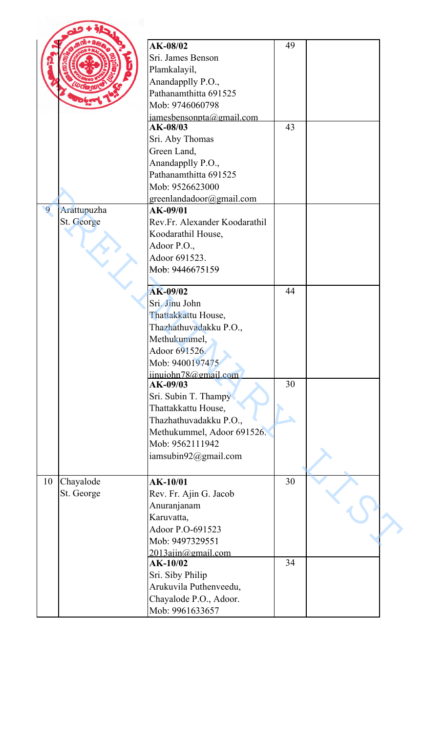| | | | | |
|---|---|---|---|---|
| | | **AK-08/02**<br>Sri. James Benson<br>Plamkalayil,<br>Anandapplly P.O.,<br>Pathanamthitta 691525<br>Mob: 9746060798<br>jamesbensonpta@gmail.com | 49 | |
| | | **AK-08/03**<br>Sri. Aby Thomas<br>Green Land,<br>Anandapplly P.O.,<br>Pathanamthitta 691525<br>Mob: 9526623000<br>greenlandadoor@gmail.com | 43 | |
| 9 | Arattupuzha<br>St. George | **AK-09/01**<br>Rev.Fr. Alexander Koodarathil<br>Koodarathil House,<br>Adoor P.O.,<br>Adoor 691523.<br>Mob: 9446675159 | | |
| | | **AK-09/02**<br>Sri. Jinu John<br>Thattakkattu House,<br>Thazhathuvadakku P.O.,<br>Methukummel,<br>Adoor 691526.<br>Mob: 9400197475<br>jinujohn78@gmail.com | 44 | |
| | | **AK-09/03**<br>Sri. Subin T. Thampy<br>Thattakkattu House,<br>Thazhathuvadakku P.O.,<br>Methukummel, Adoor 691526.<br>Mob: 9562111942<br>iamsubin92@gmail.com | 30 | |
| 10 | Chayalode<br>St. George | **AK-10/01**<br>Rev. Fr. Ajin G. Jacob<br>Anuranjanam<br>Karuvatta,<br>Adoor P.O-691523<br>Mob: 9497329551<br>2013ajin@gmail.com | 30 | |
| | | **AK-10/02**<br>Sri. Siby Philip<br>Arukuvila Puthenveedu,<br>Chayalode P.O., Adoor.<br>Mob: 9961633657 | 34 | |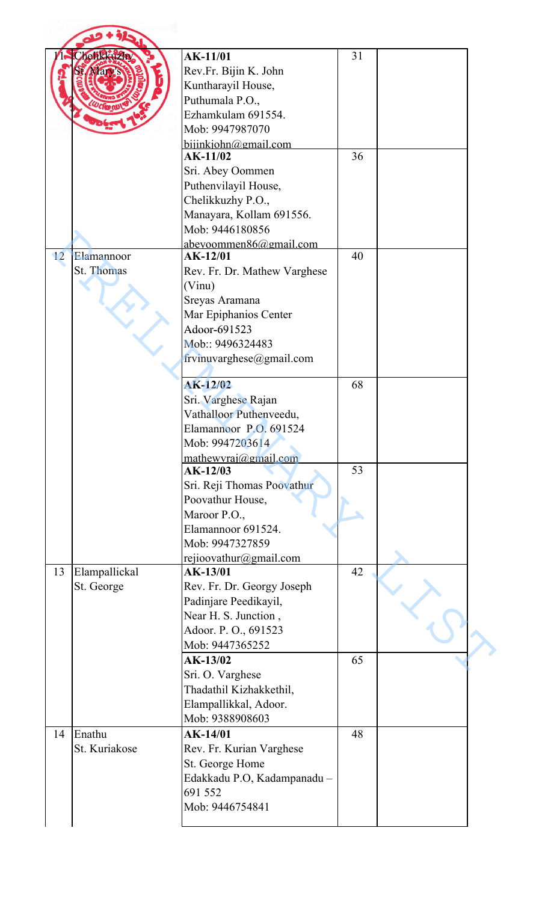| | | | | |
|---|---|---|---|---|
| 11 | Chelikkuzhy St. Mary's | **AK-11/01**<br>Rev.Fr. Bijin K. John<br>Kuntharayil House,<br>Puthumala P.O.,<br>Ezhamkulam 691554.<br>Mob: 9947987070<br>bijinkjohn@gmail.com | 31 | |
| | | **AK-11/02**<br>Sri. Abey Oommen<br>Puthenvilayil House,<br>Chelikkuzhy P.O.,<br>Manayara, Kollam 691556.<br>Mob: 9446180856<br>abeyoommen86@gmail.com | 36 | |
| 12 | Elamannoor St. Thomas | **AK-12/01**<br>Rev. Fr. Dr. Mathew Varghese (Vinu)<br>Sreyas Aramana<br>Mar Epiphanios Center<br>Adoor-691523<br>Mob:: 9496324483<br>frvinuvarghese@gmail.com | 40 | |
| | | **AK-12/02**<br>Sri. Varghese Rajan<br>Vathalloor Puthenveedu,<br>Elamannoor P.O. 691524<br>Mob: 9947203614<br>mathewvraj@gmail.com | 68 | |
| | | **AK-12/03**<br>Sri. Reji Thomas Poovathur<br>Poovathur House,<br>Maroor P.O.,<br>Elamannoor 691524.<br>Mob: 9947327859<br>rejioovathur@gmail.com | 53 | |
| 13 | Elampallickal St. George | **AK-13/01**<br>Rev. Fr. Dr. Georgy Joseph<br>Padinjare Peedikayil,<br>Near H. S. Junction ,<br>Adoor. P. O., 691523<br>Mob: 9447365252 | 42 | |
| | | **AK-13/02**<br>Sri. O. Varghese<br>Thadathil Kizhakkethil,<br>Elampallikkal, Adoor.<br>Mob: 9388908603 | 65 | |
| 14 | Enathu St. Kuriakose | **AK-14/01**<br>Rev. Fr. Kurian Varghese<br>St. George Home<br>Edakkadu P.O, Kadampanadu – 691 552<br>Mob: 9446754841 | 48 | |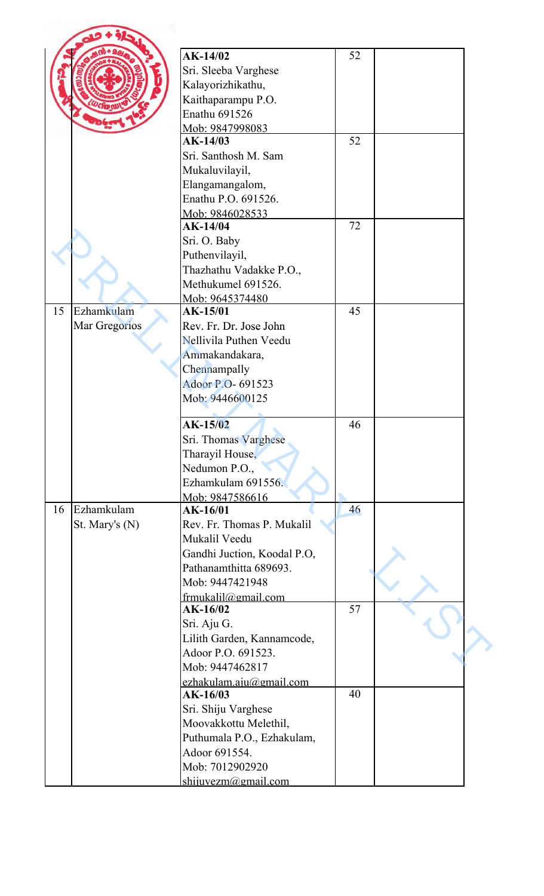| | | | | |
|---|---|---|---|---|
| | | **AK-14/02**<br>Sri. Sleeba Varghese<br>Kalayorizhikathu,<br>Kaithaparampu P.O.<br>Enathu 691526<br>Mob: 9847998083 | 52 | |
| | | **AK-14/03**<br>Sri. Santhosh M. Sam<br>Mukaluvilayil,<br>Elangamangalom,<br>Enathu P.O. 691526.<br>Mob: 9846028533 | 52 | |
| | | **AK-14/04**<br>Sri. O. Baby<br>Puthenvilayil,<br>Thazhathu Vadakke P.O.,<br>Methukumel 691526.<br>Mob: 9645374480 | 72 | |
| 15 | Ezhamkulam Mar Gregorios | **AK-15/01**<br>Rev. Fr. Dr. Jose John<br>Nellivila Puthen Veedu<br>Ammakandakara,<br>Chennampally<br>Adoor P.O- 691523<br>Mob: 9446600125 | 45 | |
| | | **AK-15/02**<br>Sri. Thomas Varghese<br>Tharayil House,<br>Nedumon P.O.,<br>Ezhamkulam 691556.<br>Mob: 9847586616 | 46 | |
| 16 | Ezhamkulam St. Mary's (N) | **AK-16/01**<br>Rev. Fr. Thomas P. Mukalil<br>Mukalil Veedu<br>Gandhi Juction, Koodal P.O,<br>Pathanamthitta 689693.<br>Mob: 9447421948<br>frmukalil@gmail.com | 46 | |
| | | **AK-16/02**<br>Sri. Aju G.<br>Lilith Garden, Kannamcode,<br>Adoor P.O. 691523.<br>Mob: 9447462817<br>ezhakulam.aju@gmail.com | 57 | |
| | | **AK-16/03**<br>Sri. Shiju Varghese<br>Moovakkottu Melethil,<br>Puthumala P.O., Ezhakulam,<br>Adoor 691554.<br>Mob: 7012902920<br>shijuvezm@gmail.com | 40 | |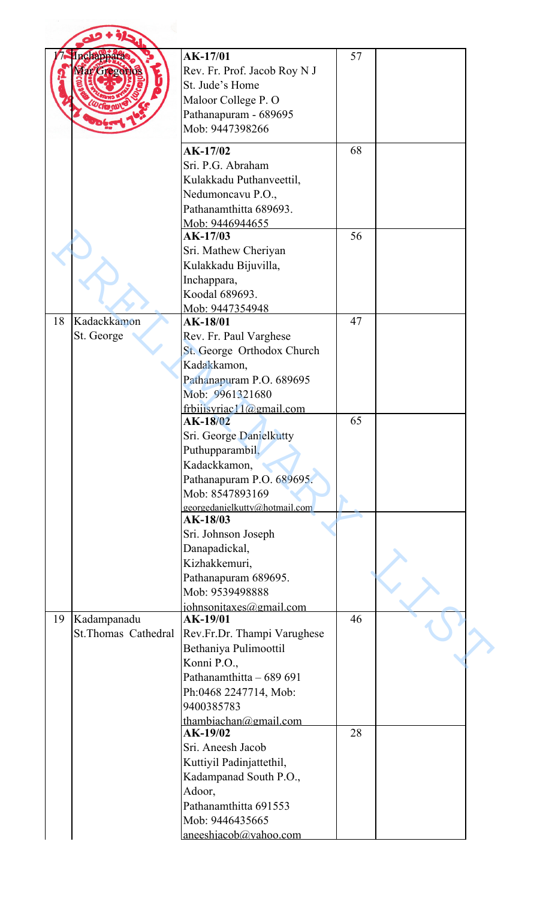| 17 | Inchappara Mar Gregorios | **AK-17/01**<br>Rev. Fr. Prof. Jacob Roy N J<br>St. Jude's Home<br>Maloor College P. O<br>Pathanapuram - 689695<br>Mob: 9447398266 | 57 | |
|---|---|---|---|---|
| | | **AK-17/02**<br>Sri. P.G. Abraham<br>Kulakkadu Puthanveettil,<br>Nedumoncavu P.O.,<br>Pathanamthitta 689693.<br>Mob: 9446944655 | 68 | |
| | | **AK-17/03**<br>Sri. Mathew Cheriyan<br>Kulakkadu Bijuvilla,<br>Inchappara,<br>Koodal 689693.<br>Mob: 9447354948 | 56 | |
| 18 | Kadackkamon St. George | **AK-18/01**<br>Rev. Fr. Paul Varghese<br>St. George Orthodox Church<br>Kadakkamon,<br>Pathanapuram P.O. 689695<br>Mob: 9961321680<br>frbijisyriac11@gmail.com | 47 | |
| | | **AK-18/02**<br>Sri. George Danielkutty<br>Puthupparambil,<br>Kadackkamon,<br>Pathanapuram P.O. 689695.<br>Mob: 8547893169<br>georgedanielkutty@hotmail.com | 65 | |
| | | **AK-18/03**<br>Sri. Johnson Joseph<br>Danapadickal,<br>Kizhakkemuri,<br>Pathanapuram 689695.<br>Mob: 9539498888<br>johnsonjtaxes@gmail.com | | |
| 19 | Kadampanadu St.Thomas Cathedral | **AK-19/01**<br>Rev.Fr.Dr. Thampi Varughese<br>Bethaniya Pulimoottil<br>Konni P.O.,<br>Pathanamthitta – 689 691<br>Ph:0468 2247714, Mob: 9400385783<br>thambiachan@gmail.com | 46 | |
| | | **AK-19/02**<br>Sri. Aneesh Jacob<br>Kuttiyil Padinjattethil,<br>Kadampanad South P.O.,<br>Adoor,<br>Pathanamthitta 691553<br>Mob: 9446435665<br>aneeshjacob@yahoo.com | 28 | |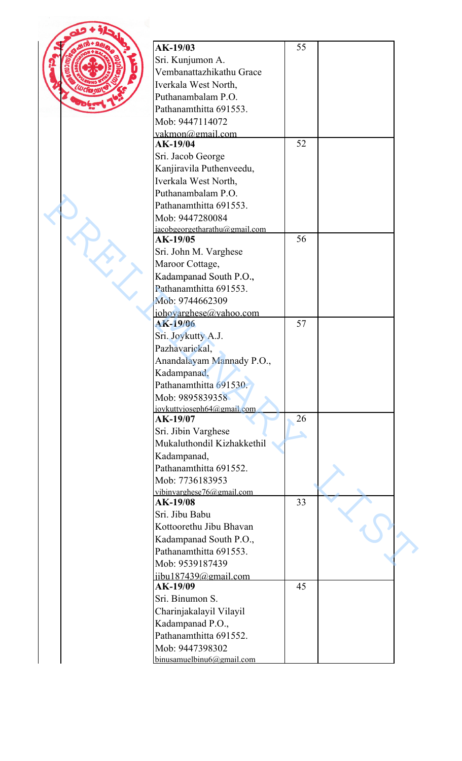| | | |
|---|---|---|
| **AK-19/03**<br>Sri. Kunjumon A.<br>Vembanattazhikathu Grace<br>Iverkala West North,<br>Puthanambalam P.O.<br>Pathanamthitta 691553.<br>Mob: 9447114072<br>yakmon@gmail.com | 55 | |
| **AK-19/04**<br>Sri. Jacob George<br>Kanjiravila Puthenveedu,<br>Iverkala West North,<br>Puthanambalam P.O.<br>Pathanamthitta 691553.<br>Mob: 9447280084<br>jacobgeorgetharathu@gmail.com | 52 | |
| **AK-19/05**<br>Sri. John M. Varghese<br>Maroor Cottage,<br>Kadampanad South P.O.,<br>Pathanamthitta 691553.<br>Mob: 9744662309<br>johoyarghese@yahoo.com | 56 | |
| **AK-19/06**<br>Sri. Joykutty A.J.<br>Pazhavarickal,<br>Anandalayam Mannady P.O.,<br>Kadampanad,<br>Pathanamthitta 691530.<br>Mob: 9895839358<br>joykuttyjoseph64@gmail.com | 57 | |
| **AK-19/07**<br>Sri. Jibin Varghese<br>Mukaluthondil Kizhakkethil<br>Kadampanad,<br>Pathanamthitta 691552.<br>Mob: 7736183953<br>vibinvarghese76@gmail.com | 26 | |
| **AK-19/08**<br>Sri. Jibu Babu<br>Kottoorethu Jibu Bhavan<br>Kadampanad South P.O.,<br>Pathanamthitta 691553.<br>Mob: 9539187439<br>jibu187439@gmail.com | 33 | |
| **AK-19/09**<br>Sri. Binumon S.<br>Charinjakalayil Vilayil<br>Kadampanad P.O.,<br>Pathanamthitta 691552.<br>Mob: 9447398302<br>binusamuelbinu6@gmail.com | 45 | |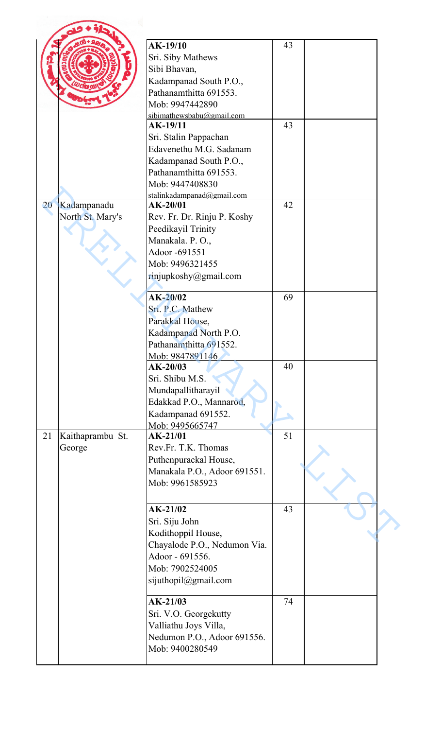| | | | | |
|---|---|---|---|---|
| | | AK-19/10<br>Sri. Siby Mathews<br>Sibi Bhavan,<br>Kadampanad South P.O.,<br>Pathanamthitta 691553.<br>Mob: 9947442890<br>sibimathewsbabu@gmail.com | 43 | |
| | | AK-19/11<br>Sri. Stalin Pappachan<br>Edavenethu M.G. Sadanam<br>Kadampanad South P.O.,<br>Pathanamthitta 691553.<br>Mob: 9447408830<br>stalinkadampanad@gmail.com | 43 | |
| 20 | Kadampanadu North St. Mary's | AK-20/01<br>Rev. Fr. Dr. Rinju P. Koshy<br>Peedikayil Trinity<br>Manakala. P. O.,<br>Adoor -691551<br>Mob: 9496321455<br>rinjupkoshy@gmail.com | 42 | |
| | | AK-20/02<br>Sri. P.C. Mathew<br>Parakkal House,<br>Kadampanad North P.O.<br>Pathanamthitta 691552.<br>Mob: 9847891146 | 69 | |
| | | AK-20/03<br>Sri. Shibu M.S.<br>Mundapallitharayil<br>Edakkad P.O., Mannarod,<br>Kadampanad 691552.<br>Mob: 9495665747 | 40 | |
| 21 | Kaithaprambu St. George | AK-21/01<br>Rev.Fr. T.K. Thomas<br>Puthenpurackal House,<br>Manakala P.O., Adoor 691551.<br>Mob: 9961585923 | 51 | |
| | | AK-21/02<br>Sri. Siju John<br>Kodithoppil House,<br>Chayalode P.O., Nedumon Via.<br>Adoor - 691556.<br>Mob: 7902524005<br>sijuthopil@gmail.com | 43 | |
| | | AK-21/03<br>Sri. V.O. Georgekutty<br>Valliathu Joys Villa,<br>Nedumon P.O., Adoor 691556.<br>Mob: 9400280549 | 74 | |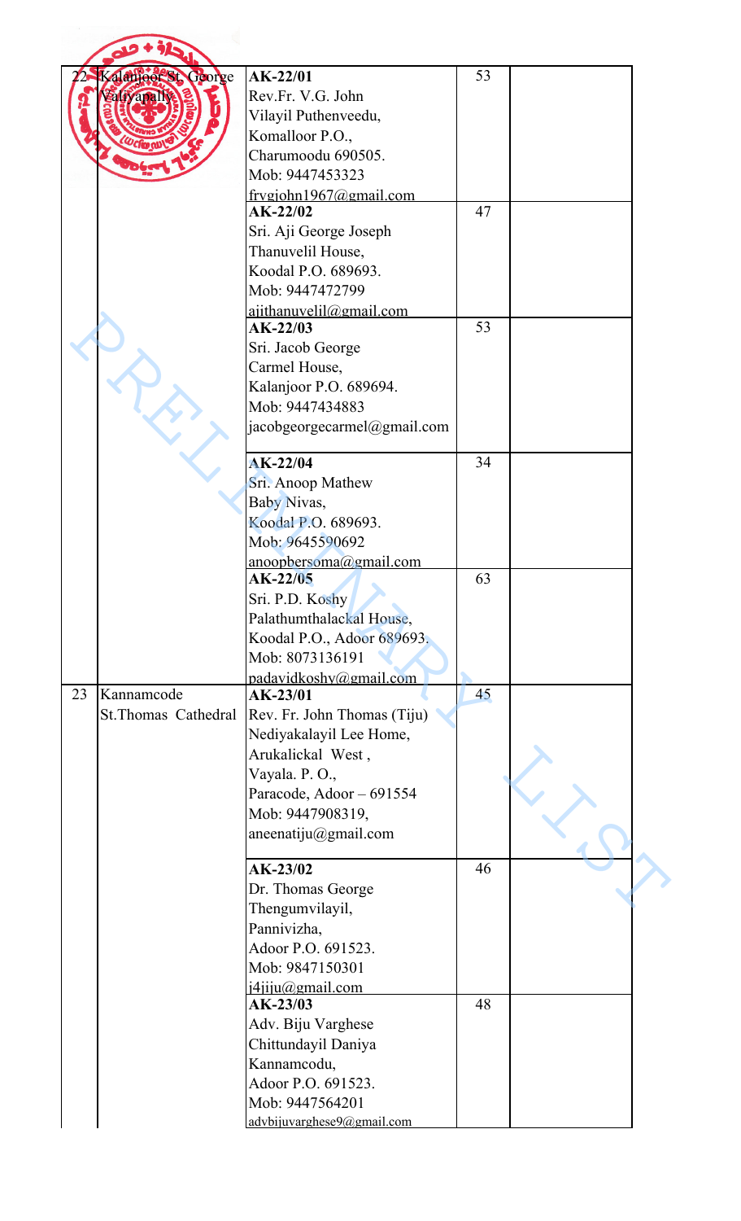| | | | | |
|---|---|---|---|---|
| 22 | Kalanjoor St. George Valiyapally | **AK-22/01**<br>Rev.Fr. V.G. John<br>Vilayil Puthenveedu,<br>Komalloor P.O.,<br>Charumoodu 690505.<br>Mob: 9447453323<br>frvgjohn1967@gmail.com | 53 | |
| | | **AK-22/02**<br>Sri. Aji George Joseph<br>Thanuvelil House,<br>Koodal P.O. 689693.<br>Mob: 9447472799<br>ajithanuvelil@gmail.com | 47 | |
| | | **AK-22/03**<br>Sri. Jacob George<br>Carmel House,<br>Kalanjoor P.O. 689694.<br>Mob: 9447434883<br>jacobgeorgecarmel@gmail.com | 53 | |
| | | **AK-22/04**<br>Sri. Anoop Mathew<br>Baby Nivas,<br>Koodal P.O. 689693.<br>Mob: 9645590692<br>anoopbersoma@gmail.com | 34 | |
| | | **AK-22/05**<br>Sri. P.D. Koshy<br>Palathumthalackal House,<br>Koodal P.O., Adoor 689693.<br>Mob: 8073136191<br>padavidkoshy@gmail.com | 63 | |
| 23 | Kannamcode St.Thomas Cathedral | **AK-23/01**<br>Rev. Fr. John Thomas (Tiju)<br>Nediyakalayil Lee Home,<br>Arukalickal West,<br>Vayala. P. O.,<br>Paracode, Adoor – 691554<br>Mob: 9447908319,<br>aneenatiju@gmail.com | 45 | |
| | | **AK-23/02**<br>Dr. Thomas George<br>Thengumvilayil,<br>Pannivizha,<br>Adoor P.O. 691523.<br>Mob: 9847150301<br>j4jiju@gmail.com | 46 | |
| | | **AK-23/03**<br>Adv. Biju Varghese<br>Chittundayil Daniya<br>Kannamcodu,<br>Adoor P.O. 691523.<br>Mob: 9447564201<br>advbijuvarghese9@gmail.com | 48 | |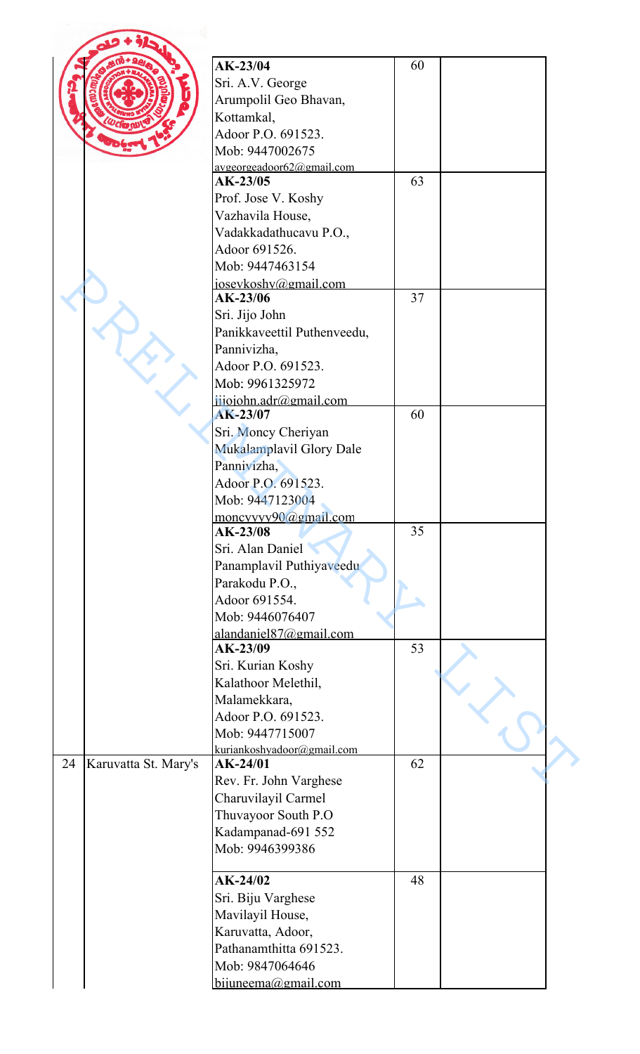| | | | | |
|---|---|---|---|---|
| | | AK-23/04<br>Sri. A.V. George<br>Arumpolil Geo Bhavan,<br>Kottamkal,<br>Adoor P.O. 691523.<br>Mob: 9447002675<br>avgeorgeadoor62@gmail.com | 60 | |
| | | AK-23/05<br>Prof. Jose V. Koshy<br>Vazhavila House,<br>Vadakkadathucavu P.O.,<br>Adoor 691526.<br>Mob: 9447463154<br>josevkoshy@gmail.com | 63 | |
| | | AK-23/06<br>Sri. Jijo John<br>Panikkaveettil Puthenveedu,<br>Pannivizha,<br>Adoor P.O. 691523.<br>Mob: 9961325972<br>jijojohn.adr@gmail.com | 37 | |
| | | AK-23/07<br>Sri. Moncy Cheriyan<br>Mukalamplavil Glory Dale<br>Pannivizha,<br>Adoor P.O. 691523.<br>Mob: 9447123004<br>moncyvyyy90@gmail.com | 60 | |
| | | AK-23/08<br>Sri. Alan Daniel<br>Panamplavil Puthiyaveedu<br>Parakodu P.O.,<br>Adoor 691554.<br>Mob: 9446076407<br>alandaniel87@gmail.com | 35 | |
| | | AK-23/09<br>Sri. Kurian Koshy<br>Kalathoor Melethil,<br>Malamekkara,<br>Adoor P.O. 691523.<br>Mob: 9447715007<br>kuriankoshyadoor@gmail.com | 53 | |
| 24 | Karuvatta St. Mary's | AK-24/01<br>Rev. Fr. John Varghese<br>Charuvilayil Carmel<br>Thuvayoor South P.O<br>Kadampanad-691 552<br>Mob: 9946399386 | 62 | |
| | | AK-24/02<br>Sri. Biju Varghese<br>Mavilayil House,<br>Karuvatta, Adoor,<br>Pathanamthitta 691523.<br>Mob: 9847064646<br>bijuneema@gmail.com | 48 | |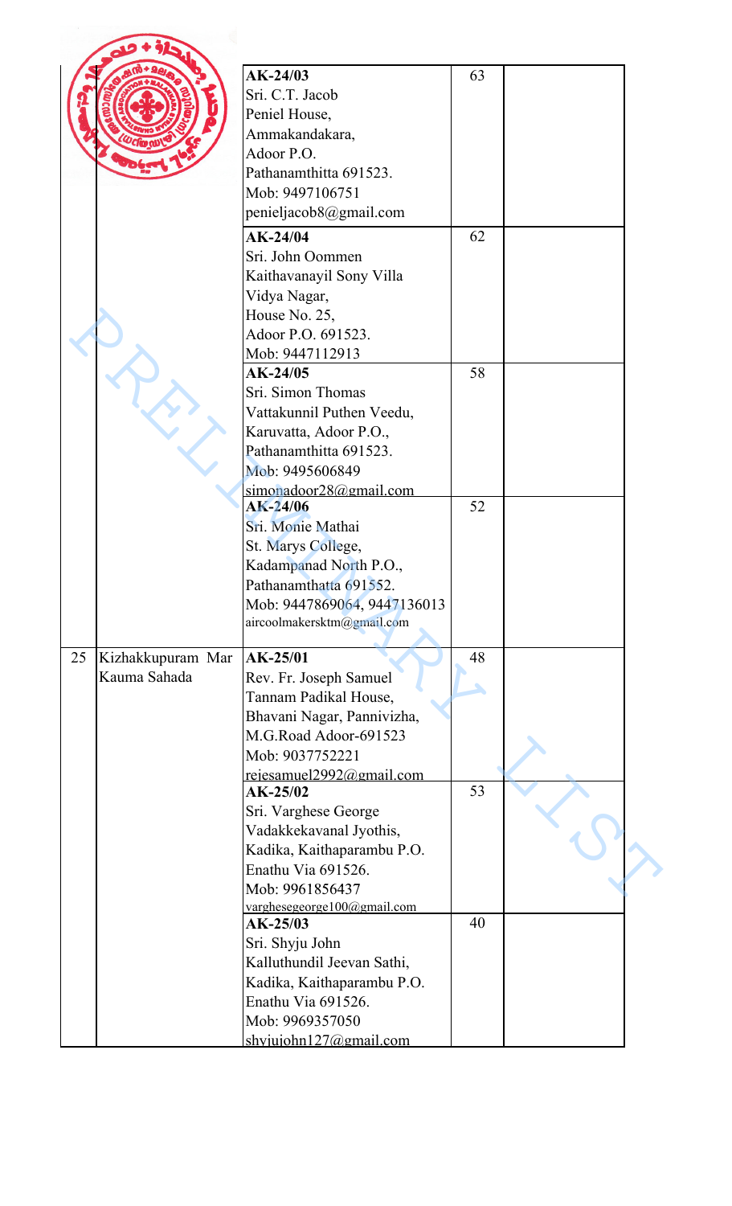| | | | | |
|---|---|---|---|---|
| | | **AK-24/03**<br>Sri. C.T. Jacob<br>Peniel House,<br>Ammakandakara,<br>Adoor P.O.<br>Pathanamthitta 691523.<br>Mob: 9497106751<br>penieljacob8@gmail.com | 63 | |
| | | **AK-24/04**<br>Sri. John Oommen<br>Kaithavanayil Sony Villa<br>Vidya Nagar,<br>House No. 25,<br>Adoor P.O. 691523.<br>Mob: 9447112913 | 62 | |
| | | **AK-24/05**<br>Sri. Simon Thomas<br>Vattakunnil Puthen Veedu,<br>Karuvatta, Adoor P.O.,<br>Pathanamthitta 691523.<br>Mob: 9495606849<br>simonadoor28@gmail.com | 58 | |
| | | **AK-24/06**<br>Sri. Monie Mathai<br>St. Marys College,<br>Kadampanad North P.O.,<br>Pathanamthatta 691552.<br>Mob: 9447869064, 9447136013<br>aircoolmakersktm@gmail.com | 52 | |
| 25 | Kizhakkupuram Mar Kauma Sahada | **AK-25/01**<br>Rev. Fr. Joseph Samuel<br>Tannam Padikal House,<br>Bhavani Nagar, Pannivizha,<br>M.G.Road Adoor-691523<br>Mob: 9037752221<br>rejesamuel2992@gmail.com | 48 | |
| | | **AK-25/02**<br>Sri. Varghese George<br>Vadakkekavanal Jyothis,<br>Kadika, Kaithaparambu P.O.<br>Enathu Via 691526.<br>Mob: 9961856437<br>varghesegeorge100@gmail.com | 53 | |
| | | **AK-25/03**<br>Sri. Shyju John<br>Kalluthundil Jeevan Sathi,<br>Kadika, Kaithaparambu P.O.<br>Enathu Via 691526.<br>Mob: 9969357050<br>shyjujohn127@gmail.com | 40 | |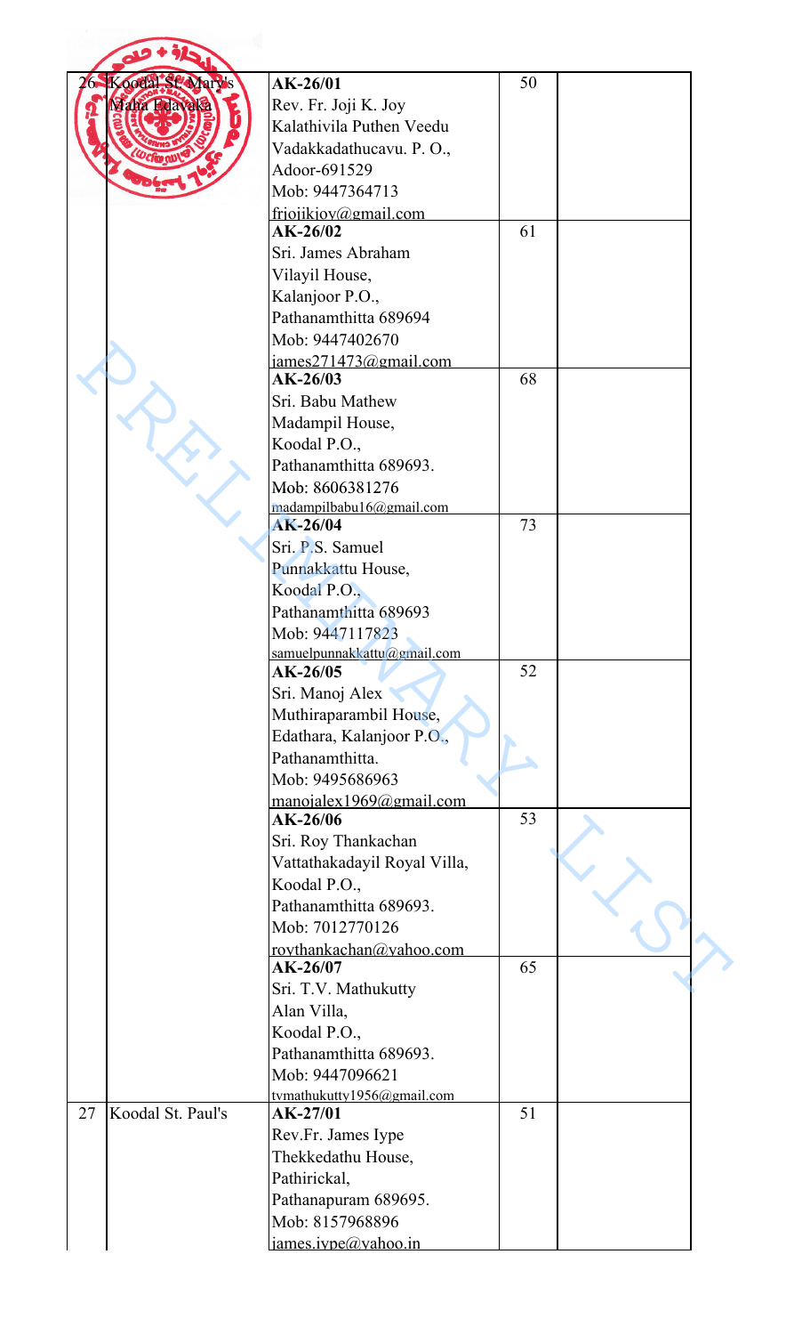| | | | | |
|---|---|---|---|---|
| 26 | Koodal St. Mary's Maha Edavaka | **AK-26/01**<br>Rev. Fr. Joji K. Joy<br>Kalathivila Puthen Veedu<br>Vadakkadathucavu. P. O.,<br>Adoor-691529<br>Mob: 9447364713<br>frjojikjoy@gmail.com | 50 | |
| | | **AK-26/02**<br>Sri. James Abraham<br>Vilayil House,<br>Kalanjoor P.O.,<br>Pathanamthitta 689694<br>Mob: 9447402670<br>james271473@gmail.com | 61 | |
| | | **AK-26/03**<br>Sri. Babu Mathew<br>Madampil House,<br>Koodal P.O.,<br>Pathanamthitta 689693.<br>Mob: 8606381276<br>madampilbabu16@gmail.com | 68 | |
| | | **AK-26/04**<br>Sri. P.S. Samuel<br>Punnakkattu House,<br>Koodal P.O.,<br>Pathanamthitta 689693<br>Mob: 9447117823<br>samuelpunnakkattu@gmail.com | 73 | |
| | | **AK-26/05**<br>Sri. Manoj Alex<br>Muthiraparambil House,<br>Edathara, Kalanjoor P.O.,<br>Pathanamthitta.<br>Mob: 9495686963<br>manojalex1969@gmail.com | 52 | |
| | | **AK-26/06**<br>Sri. Roy Thankachan<br>Vattathakadayil Royal Villa,<br>Koodal P.O.,<br>Pathanamthitta 689693.<br>Mob: 7012770126<br>roythankachan@yahoo.com | 53 | |
| | | **AK-26/07**<br>Sri. T.V. Mathukutty<br>Alan Villa,<br>Koodal P.O.,<br>Pathanamthitta 689693.<br>Mob: 9447096621<br>tvmathukutty1956@gmail.com | 65 | |
| 27 | Koodal St. Paul's | **AK-27/01**<br>Rev.Fr. James Iype<br>Thekkedathu House,<br>Pathirickal,<br>Pathanapuram 689695.<br>Mob: 8157968896<br>james.iype@yahoo.in | 51 | |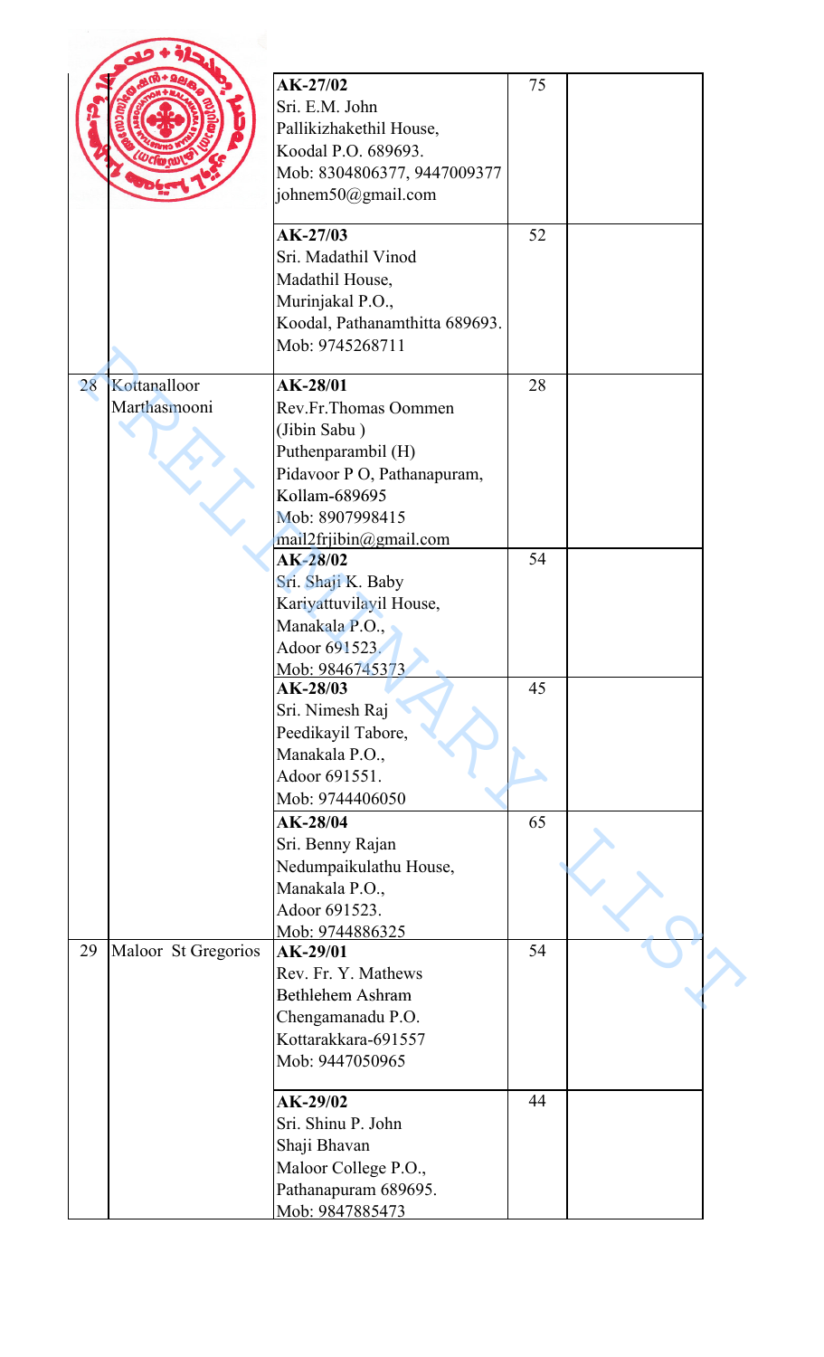| | | | | |
|---|---|---|---|---|
| | | **AK-27/02**<br>Sri. E.M. John<br>Pallikizhakethil House,<br>Koodal P.O. 689693.<br>Mob: 8304806377, 9447009377<br>johnem50@gmail.com | 75 | |
| | | **AK-27/03**<br>Sri. Madathil Vinod<br>Madathil House,<br>Murinjakal P.O.,<br>Koodal, Pathanamthitta 689693.<br>Mob: 9745268711 | 52 | |
| 28 | Kottanalloor Marthasmooni | **AK-28/01**<br>Rev.Fr.Thomas Oommen<br>(Jibin Sabu )<br>Puthenparambil (H)<br>Pidavoor P O, Pathanapuram,<br>Kollam-689695<br>Mob: 8907998415<br>mail2frjibin@gmail.com | 28 | |
| | | **AK-28/02**<br>Sri. Shaji K. Baby<br>Kariyattuvilayil House,<br>Manakala P.O.,<br>Adoor 691523.<br>Mob: 9846745373 | 54 | |
| | | **AK-28/03**<br>Sri. Nimesh Raj<br>Peedikayil Tabore,<br>Manakala P.O.,<br>Adoor 691551.<br>Mob: 9744406050 | 45 | |
| | | **AK-28/04**<br>Sri. Benny Rajan<br>Nedumpaikulathu House,<br>Manakala P.O.,<br>Adoor 691523.<br>Mob: 9744886325 | 65 | |
| 29 | Maloor St Gregorios | **AK-29/01**<br>Rev. Fr. Y. Mathews<br>Bethlehem Ashram<br>Chengamanadu P.O.<br>Kottarakkara-691557<br>Mob: 9447050965 | 54 | |
| | | **AK-29/02**<br>Sri. Shinu P. John<br>Shaji Bhavan<br>Maloor College P.O.,<br>Pathanapuram 689695.<br>Mob: 9847885473 | 44 | |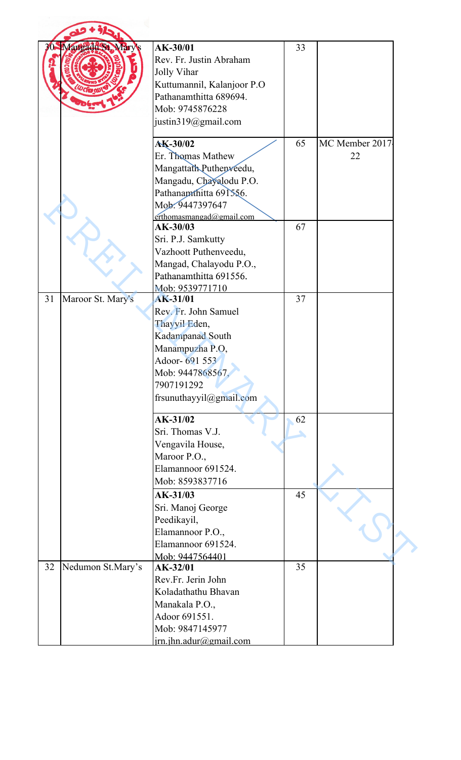| | | | | |
|---|---|---|---|---|
| 30 | Mangadu St. Mary's | **AK-30/01**<br>Rev. Fr. Justin Abraham<br>Jolly Vihar<br>Kuttumannil, Kalanjoor P.O<br>Pathanamthitta 689694.<br>Mob: 9745876228<br>justin319@gmail.com | 33 | |
| | | **AK-30/02**<br>Er. Thomas Mathew<br>Mangattath Puthenveedu,<br>Mangadu, Chayalodu P.O.<br>Pathanamthitta 691556.<br>Mob: 9447397647<br>erthomasmangad@gmail.com | 65 | MC Member 2017-22 |
| | | **AK-30/03**<br>Sri. P.J. Samkutty<br>Vazhoott Puthenveedu,<br>Mangad, Chalayodu P.O.,<br>Pathanamthitta 691556.<br>Mob: 9539771710 | 67 | |
| 31 | Maroor St. Mary's | **AK-31/01**<br>Rev. Fr. John Samuel<br>Thayyil Eden,<br>Kadampanad South<br>Manampuzha P.O,<br>Adoor- 691 553<br>Mob: 9447868567,<br>7907191292<br>frsunuthayyil@gmail.com | 37 | |
| | | **AK-31/02**<br>Sri. Thomas V.J.<br>Vengavila House,<br>Maroor P.O.,<br>Elamannoor 691524.<br>Mob: 8593837716 | 62 | |
| | | **AK-31/03**<br>Sri. Manoj George<br>Peedikayil,<br>Elamannoor P.O.,<br>Elamannoor 691524.<br>Mob: 9447564401 | 45 | |
| 32 | Nedumon St.Mary's | **AK-32/01**<br>Rev.Fr. Jerin John<br>Koladathathu Bhavan<br>Manakala P.O.,<br>Adoor 691551.<br>Mob: 9847145977<br>jrn.jhn.adur@gmail.com | 35 | |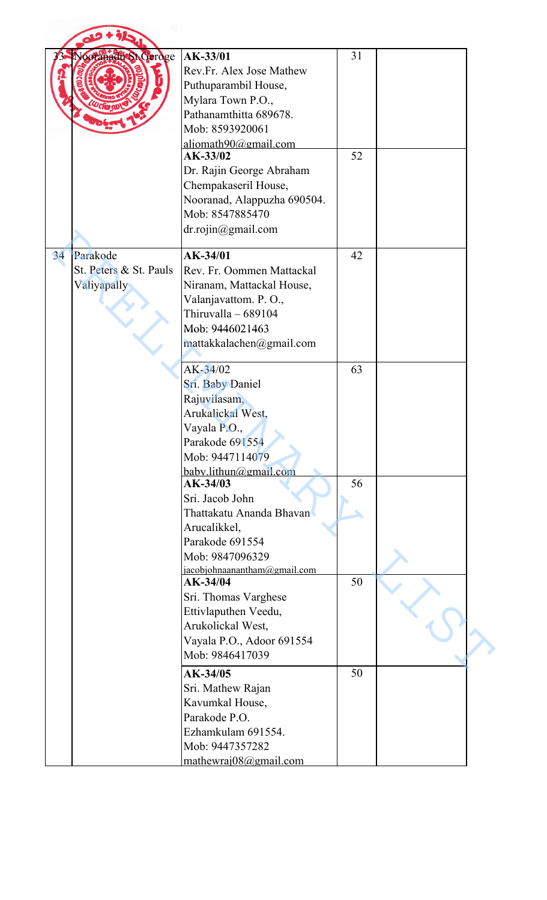| | | | | |
|---|---|---|---|---|
| 33 | Nooranadu St.George | **AK-33/01**<br>Rev.Fr. Alex Jose Mathew<br>Puthuparambil House,<br>Mylara Town P.O.,<br>Pathanamthitta 689678.<br>Mob: 8593920061<br>aljomath90@gmail.com | 31 | |
| | | **AK-33/02**<br>Dr. Rajin George Abraham<br>Chempakaseril House,<br>Nooranad, Alappuzha 690504.<br>Mob: 8547885470<br>dr.rojin@gmail.com | 52 | |
| 34 | Parakode<br>St. Peters & St. Pauls Valiyapally | **AK-34/01**<br>Rev. Fr. Oommen Mattackal<br>Niranam, Mattackal House,<br>Valanjavattom. P. O.,<br>Thiruvalla – 689104<br>Mob: 9446021463<br>mattakkalachen@gmail.com | 42 | |
| | | AK-34/02<br>Sri. Baby Daniel<br>Rajuvilasam,<br>Arukalickal West,<br>Vayala P.O.,<br>Parakode 691554<br>Mob: 9447114079<br>baby.lithun@gmail.com | 63 | |
| | | **AK-34/03**<br>Sri. Jacob John<br>Thattakatu Ananda Bhavan<br>Arucalikkel,<br>Parakode 691554<br>Mob: 9847096329<br>jacobjohnaanantham@gmail.com | 56 | |
| | | **AK-34/04**<br>Sri. Thomas Varghese<br>Ettivlaputhen Veedu,<br>Arukolickal West,<br>Vayala P.O., Adoor 691554<br>Mob: 9846417039 | 50 | |
| | | **AK-34/05**<br>Sri. Mathew Rajan<br>Kavumkal House,<br>Parakode P.O.<br>Ezhamkulam 691554.<br>Mob: 9447357282<br>mathewraj08@gmail.com | 50 | |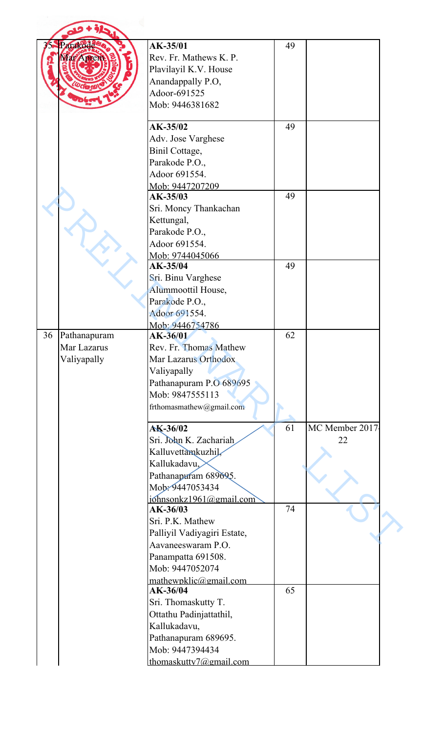| | | | | |
|---|---|---|---|---|
| 35 | Parakode Mar Aprem | **AK-35/01**<br>Rev. Fr. Mathews K. P.<br>Plavilayil K.V. House<br>Anandappally P.O,<br>Adoor-691525<br>Mob: 9446381682 | 49 | |
| | | **AK-35/02**<br>Adv. Jose Varghese<br>Binil Cottage,<br>Parakode P.O.,<br>Adoor 691554.<br>Mob: 9447207209 | 49 | |
| | | **AK-35/03**<br>Sri. Moncy Thankachan<br>Kettungal,<br>Parakode P.O.,<br>Adoor 691554.<br>Mob: 9744045066 | 49 | |
| | | **AK-35/04**<br>Sri. Binu Varghese<br>Alummoottil House,<br>Parakode P.O.,<br>Adoor 691554.<br>Mob: 9446754786 | 49 | |
| 36 | Pathanapuram Mar Lazarus Valiyapally | **AK-36/01**<br>Rev. Fr. Thomas Mathew<br>Mar Lazarus Orthodox Valiyapally<br>Pathanapuram P.O 689695<br>Mob: 9847555113<br>frthomasmathew@gmail.com | 62 | |
| | | **AK-36/02**<br>Sri. John K. Zachariah<br>Kalluvettamkuzhil,<br>Kallukadavu,<br>Pathanapuram 689695.<br>Mob: 9447053434<br>johnsonkz1961@gmail.com | 61 | MC Member 2017-22 |
| | | **AK-36/03**<br>Sri. P.K. Mathew<br>Palliyil Vadiyagiri Estate,<br>Aavaneeswaram P.O.<br>Panampatta 691508.<br>Mob: 9447052074<br>mathewpklic@gmail.com | 74 | |
| | | **AK-36/04**<br>Sri. Thomaskutty T.<br>Ottathu Padinjattathil,<br>Kallukadavu,<br>Pathanapuram 689695.<br>Mob: 9447394434<br>thomaskutty7@gmail.com | 65 | |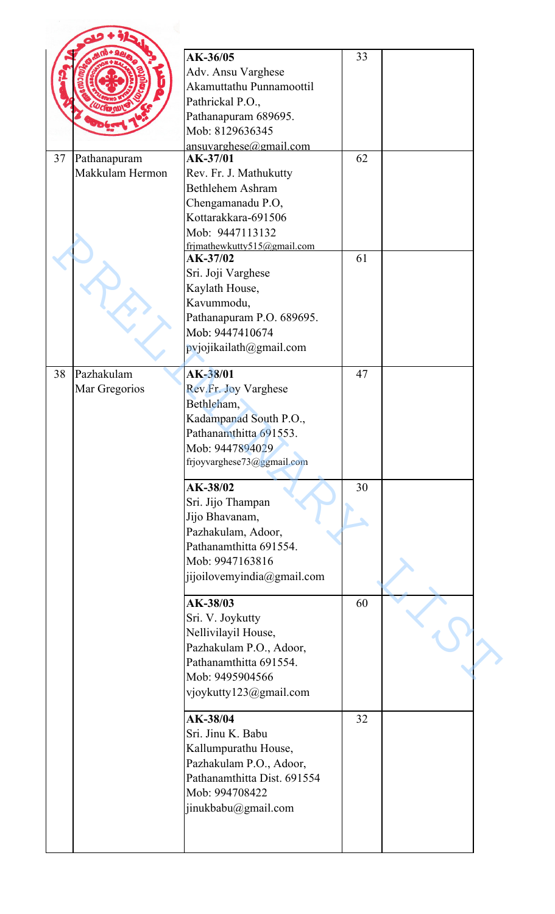| | | | | |
|---|---|---|---|---|
| | | AK-36/05<br>Adv. Ansu Varghese<br>Akamuttathu Punnamoottil<br>Pathrickal P.O.,<br>Pathanapuram 689695.<br>Mob: 8129636345<br>ansuvarghese@gmail.com | 33 | |
| 37 | Pathanapuram Makkulam Hermon | AK-37/01<br>Rev. Fr. J. Mathukutty<br>Bethlehem Ashram<br>Chengamanadu P.O,<br>Kottarakkara-691506<br>Mob: 9447113132<br>frjmathewkutty515@gmail.com | 62 | |
| | | AK-37/02<br>Sri. Joji Varghese<br>Kaylath House,<br>Kavummodu,<br>Pathanapuram P.O. 689695.<br>Mob: 9447410674<br>pvjojikailath@gmail.com | 61 | |
| 38 | Pazhakulam Mar Gregorios | AK-38/01<br>Rev.Fr. Joy Varghese<br>Bethleham,<br>Kadampanad South P.O.,<br>Pathanamthitta 691553.<br>Mob: 9447894029<br>frjoyvarghese73@ggmail.com | 47 | |
| | | AK-38/02<br>Sri. Jijo Thampan<br>Jijo Bhavanam,<br>Pazhakulam, Adoor,<br>Pathanamthitta 691554.<br>Mob: 9947163816<br>jijoilovemyindia@gmail.com | 30 | |
| | | AK-38/03<br>Sri. V. Joykutty<br>Nellivilayil House,<br>Pazhakulam P.O., Adoor,<br>Pathanamthitta 691554.<br>Mob: 9495904566<br>vjoykutty123@gmail.com | 60 | |
| | | AK-38/04<br>Sri. Jinu K. Babu<br>Kallumpurathu House,<br>Pazhakulam P.O., Adoor,<br>Pathanamthitta Dist. 691554<br>Mob: 994708422<br>jinukbabu@gmail.com | 32 | |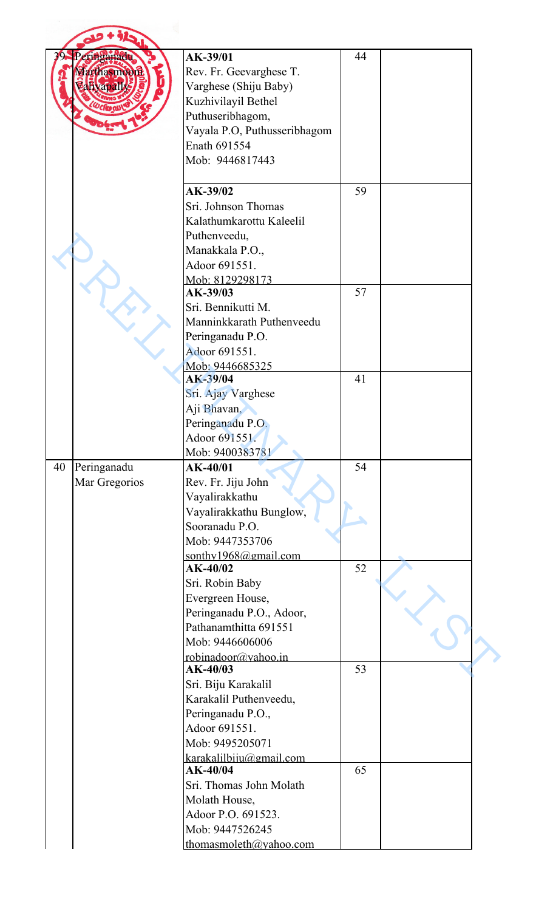| | | | | |
|---|---|---|---|---|
| 39 | Peringanadu Marthasmoon Valiyapally | **AK-39/01**<br>Rev. Fr. Geevarghese T. Varghese (Shiju Baby)<br>Kuzhivilayil Bethel<br>Puthuseribhagom,<br>Vayala P.O, Puthusseribhagom<br>Enath 691554<br>Mob: 9446817443 | 44 | |
| | | **AK-39/02**<br>Sri. Johnson Thomas<br>Kalathumkarottu Kaleelil Puthenveedu,<br>Manakkala P.O.,<br>Adoor 691551.<br>Mob: 8129298173 | 59 | |
| | | **AK-39/03**<br>Sri. Bennikutti M.<br>Manninkkarath Puthenveedu<br>Peringanadu P.O.<br>Adoor 691551.<br>Mob: 9446685325 | 57 | |
| | | **AK-39/04**<br>Sri. Ajay Varghese<br>Aji Bhavan,<br>Peringanadu P.O.<br>Adoor 691551.<br>Mob: 9400383781 | 41 | |
| 40 | Peringanadu Mar Gregorios | **AK-40/01**<br>Rev. Fr. Jiju John Vayalirakkathu<br>Vayalirakkathu Bunglow,<br>Sooranadu P.O.<br>Mob: 9447353706<br>sonthy1968@gmail.com | 54 | |
| | | **AK-40/02**<br>Sri. Robin Baby<br>Evergreen House,<br>Peringanadu P.O., Adoor,<br>Pathanamthitta 691551<br>Mob: 9446606006<br>robinadoor@yahoo.in | 52 | |
| | | **AK-40/03**<br>Sri. Biju Karakalil<br>Karakalil Puthenveedu,<br>Peringanadu P.O.,<br>Adoor 691551.<br>Mob: 9495205071<br>karakalilbiju@gmail.com | 53 | |
| | | **AK-40/04**<br>Sri. Thomas John Molath<br>Molath House,<br>Adoor P.O. 691523.<br>Mob: 9447526245<br>thomasmoleth@yahoo.com | 65 | |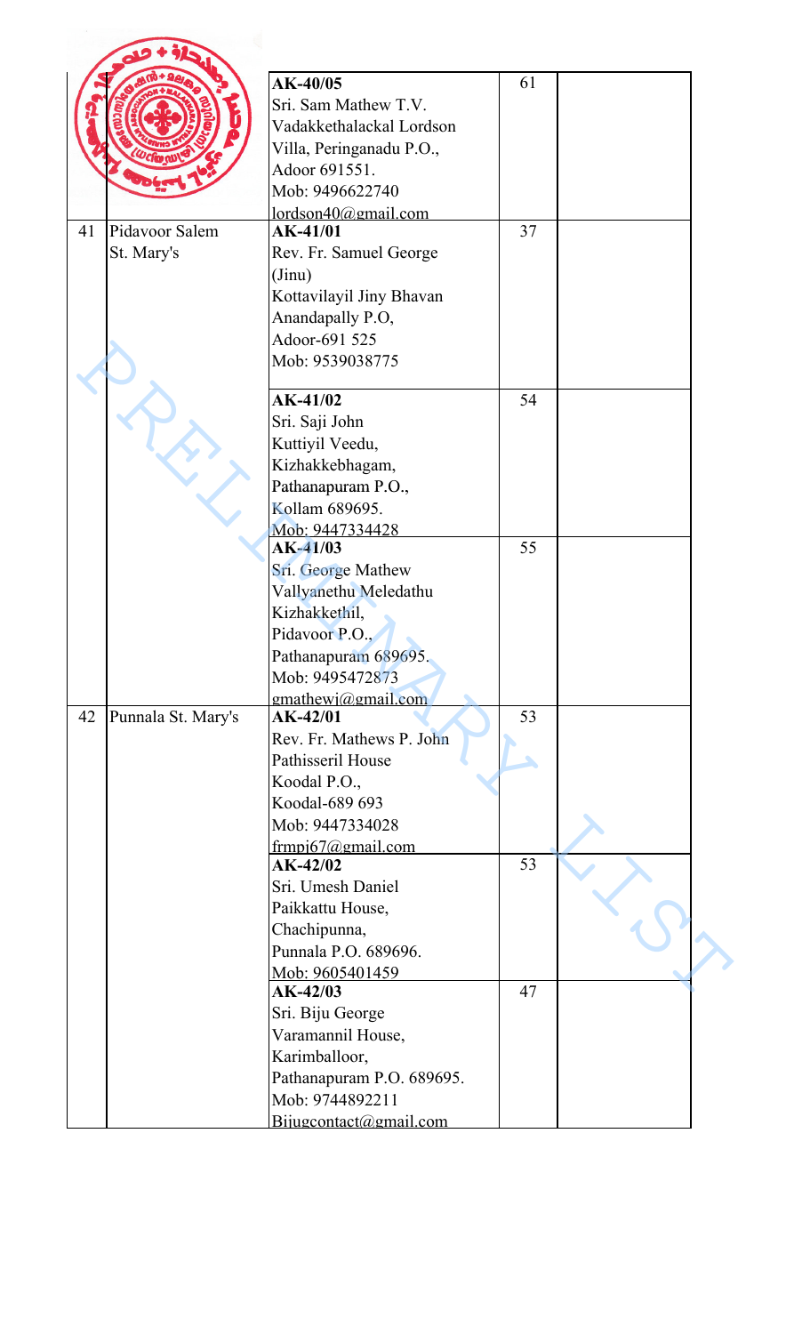| | | | | |
|---|---|---|---|---|
| | | **AK-40/05**<br>Sri. Sam Mathew T.V.<br>Vadakkethalackal Lordson Villa, Peringanadu P.O.,<br>Adoor 691551.<br>Mob: 9496622740<br>lordson40@gmail.com | 61 | |
| 41 | Pidavoor Salem St. Mary's | **AK-41/01**<br>Rev. Fr. Samuel George (Jinu)<br>Kottavilayil Jiny Bhavan<br>Anandapally P.O,<br>Adoor-691 525<br>Mob: 9539038775 | 37 | |
| | | **AK-41/02**<br>Sri. Saji John<br>Kuttiyil Veedu,<br>Kizhakkebhagam,<br>Pathanapuram P.O.,<br>Kollam 689695.<br>Mob: 9447334428 | 54 | |
| | | **AK-41/03**<br>Sri. George Mathew<br>Vallyanethu Meledathu Kizhakkethil,<br>Pidavoor P.O.,<br>Pathanapuram 689695.<br>Mob: 9495472873<br>gmathewj@gmail.com | 55 | |
| 42 | Punnala St. Mary's | **AK-42/01**<br>Rev. Fr. Mathews P. John<br>Pathisseril House<br>Koodal P.O.,<br>Koodal-689 693<br>Mob: 9447334028<br>frmpj67@gmail.com | 53 | |
| | | **AK-42/02**<br>Sri. Umesh Daniel<br>Paikkattu House,<br>Chachipunna,<br>Punnala P.O. 689696.<br>Mob: 9605401459 | 53 | |
| | | **AK-42/03**<br>Sri. Biju George<br>Varamannil House,<br>Karimballoor,<br>Pathanapuram P.O. 689695.<br>Mob: 9744892211<br>Bijugcontact@gmail.com | 47 | |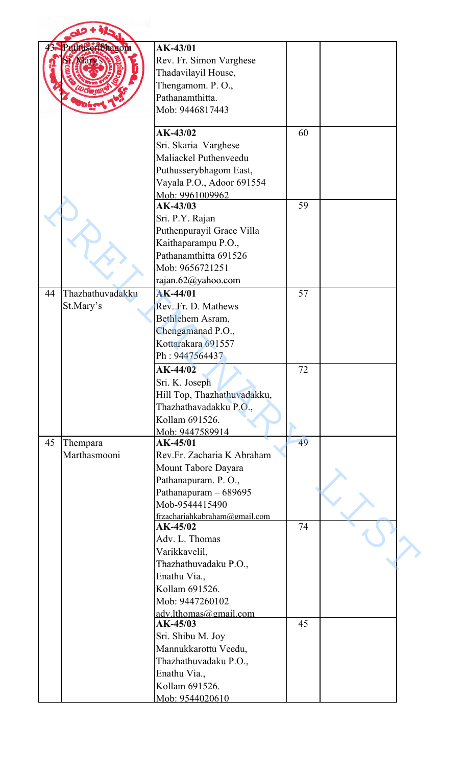| 43 | Puthusseribhagom St. Mary's | AK-43/01<br>Rev. Fr. Simon Varghese<br>Thadavilayil House,<br>Thengamom. P. O.,<br>Pathanamthitta.<br>Mob: 9446817443 | | |
|---|---|---|---|---|
| | | AK-43/02<br>Sri. Skaria Varghese<br>Maliackel Puthenveedu<br>Puthusserybhagom East,<br>Vayala P.O., Adoor 691554<br>Mob: 9961009962 | 60 | |
| | | AK-43/03<br>Sri. P.Y. Rajan<br>Puthenpurayil Grace Villa<br>Kaithaparampu P.O.,<br>Pathanamthitta 691526<br>Mob: 9656721251<br>rajan.62@yahoo.com | 59 | |
| 44 | Thazhathuvadakku St.Mary's | AK-44/01<br>Rev. Fr. D. Mathews<br>Bethlehem Asram,<br>Chengamanad P.O.,<br>Kottarakara 691557<br>Ph : 9447564437 | 57 | |
| | | AK-44/02<br>Sri. K. Joseph<br>Hill Top, Thazhathuvadakku,<br>Thazhathavadakku P.O.,<br>Kollam 691526.<br>Mob: 9447589914 | 72 | |
| 45 | Thempara Marthasmooni | AK-45/01<br>Rev.Fr. Zacharia K Abraham<br>Mount Tabore Dayara<br>Pathanapuram. P. O.,<br>Pathanapuram – 689695<br>Mob-9544415490<br>frzachariahkabraham@gmail.com | 49 | |
| | | AK-45/02<br>Adv. L. Thomas<br>Varikkavelil,<br>Thazhathuvadaku P.O.,<br>Enathu Via.,<br>Kollam 691526.<br>Mob: 9447260102<br>adv.lthomas@gmail.com | 74 | |
| | | AK-45/03<br>Sri. Shibu M. Joy<br>Mannukkarottu Veedu,<br>Thazhathuvadaku P.O.,<br>Enathu Via.,<br>Kollam 691526.<br>Mob: 9544020610 | 45 | |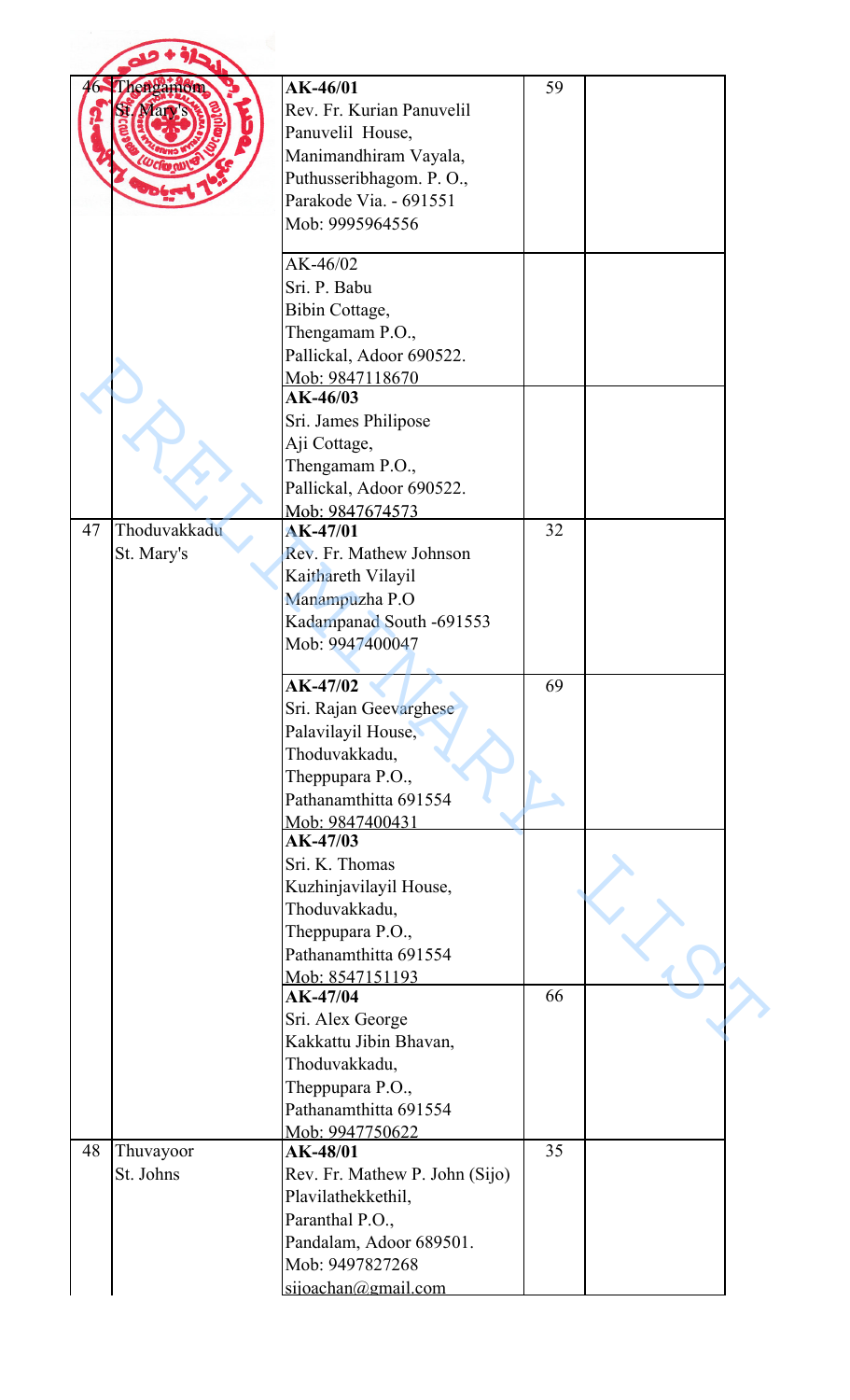| | | | | |
|---|---|---|---|---|
| 46 | Thengamom St. Mary's | **AK-46/01**<br>Rev. Fr. Kurian Panuvelil<br>Panuvelil House,<br>Manimandhiram Vayala,<br>Puthusseribhagom. P. O.,<br>Parakode Via. - 691551<br>Mob: 9995964556 | 59 | |
| | | AK-46/02<br>Sri. P. Babu<br>Bibin Cottage,<br>Thengamam P.O.,<br>Pallickal, Adoor 690522.<br>Mob: 9847118670 | | |
| | | **AK-46/03**<br>Sri. James Philipose<br>Aji Cottage,<br>Thengamam P.O.,<br>Pallickal, Adoor 690522.<br>Mob: 9847674573 | | |
| 47 | Thoduvakkadu St. Mary's | **AK-47/01**<br>Rev. Fr. Mathew Johnson<br>Kaithareth Vilayil<br>Manampuzha P.O<br>Kadampanad South -691553<br>Mob: 9947400047 | 32 | |
| | | **AK-47/02**<br>Sri. Rajan Geevarghese<br>Palavilayil House,<br>Thoduvakkadu,<br>Theppupara P.O.,<br>Pathanamthitta 691554<br>Mob: 9847400431 | 69 | |
| | | **AK-47/03**<br>Sri. K. Thomas<br>Kuzhinjavilayil House,<br>Thoduvakkadu,<br>Theppupara P.O.,<br>Pathanamthitta 691554<br>Mob: 8547151193 | | |
| | | **AK-47/04**<br>Sri. Alex George<br>Kakkattu Jibin Bhavan,<br>Thoduvakkadu,<br>Theppupara P.O.,<br>Pathanamthitta 691554<br>Mob: 9947750622 | 66 | |
| 48 | Thuvayoor St. Johns | **AK-48/01**<br>Rev. Fr. Mathew P. John (Sijo)<br>Plavilathekkethil,<br>Paranthal P.O.,<br>Pandalam, Adoor 689501.<br>Mob: 9497827268<br>sijoachan@gmail.com | 35 | |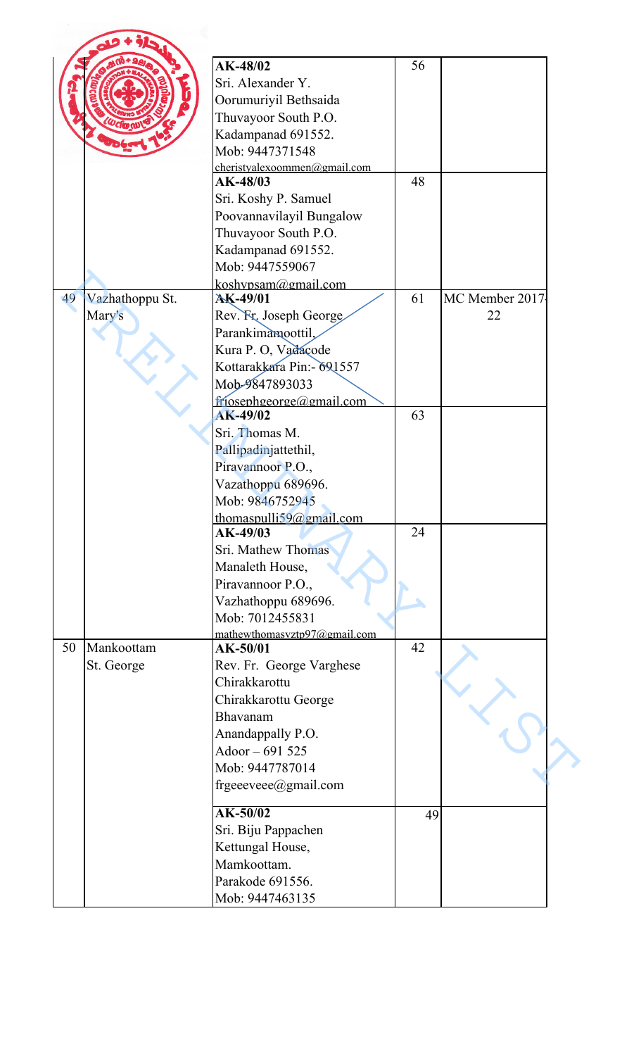| | | | | |
|---|---|---|---|---|
| | | **AK-48/02**<br>Sri. Alexander Y.<br>Oorumuriyil Bethsaida<br>Thuvayoor South P.O.<br>Kadampanad 691552.<br>Mob: 9447371548<br>cheristyalexoommen@gmail.com | 56 | |
| | | **AK-48/03**<br>Sri. Koshy P. Samuel<br>Poovannavilayil Bungalow<br>Thuvayoor South P.O.<br>Kadampanad 691552.<br>Mob: 9447559067<br>koshypsam@gmail.com | 48 | |
| 49 | Vazhathoppu St. Mary's | **AK-49/01**<br>Rev. Fr. Joseph George<br>Parankimamoottil,<br>Kura P. O, Vadacode<br>Kottarakkara Pin:- 691557<br>Mob-9847893033<br>frjosephgeorge@gmail.com | 61 | MC Member 2017-22 |
| | | **AK-49/02**<br>Sri. Thomas M.<br>Pallipadinjattethil,<br>Piravannoor P.O.,<br>Vazathoppu 689696.<br>Mob: 9846752945<br>thomaspulli59@gmail.com | 63 | |
| | | **AK-49/03**<br>Sri. Mathew Thomas<br>Manaleth House,<br>Piravannoor P.O.,<br>Vazhathoppu 689696.<br>Mob: 7012455831<br>mathewthomasvztp97@gmail.com | 24 | |
| 50 | Mankoottam St. George | **AK-50/01**<br>Rev. Fr. George Varghese Chirakkarottu<br>Chirakkarottu George Bhavanam<br>Anandappally P.O.<br>Adoor – 691 525<br>Mob: 9447787014<br>frgeeeveee@gmail.com | 42 | |
| | | **AK-50/02**<br>Sri. Biju Pappachen<br>Kettungal House,<br>Mamkoottam.<br>Parakode 691556.<br>Mob: 9447463135 | 49 | |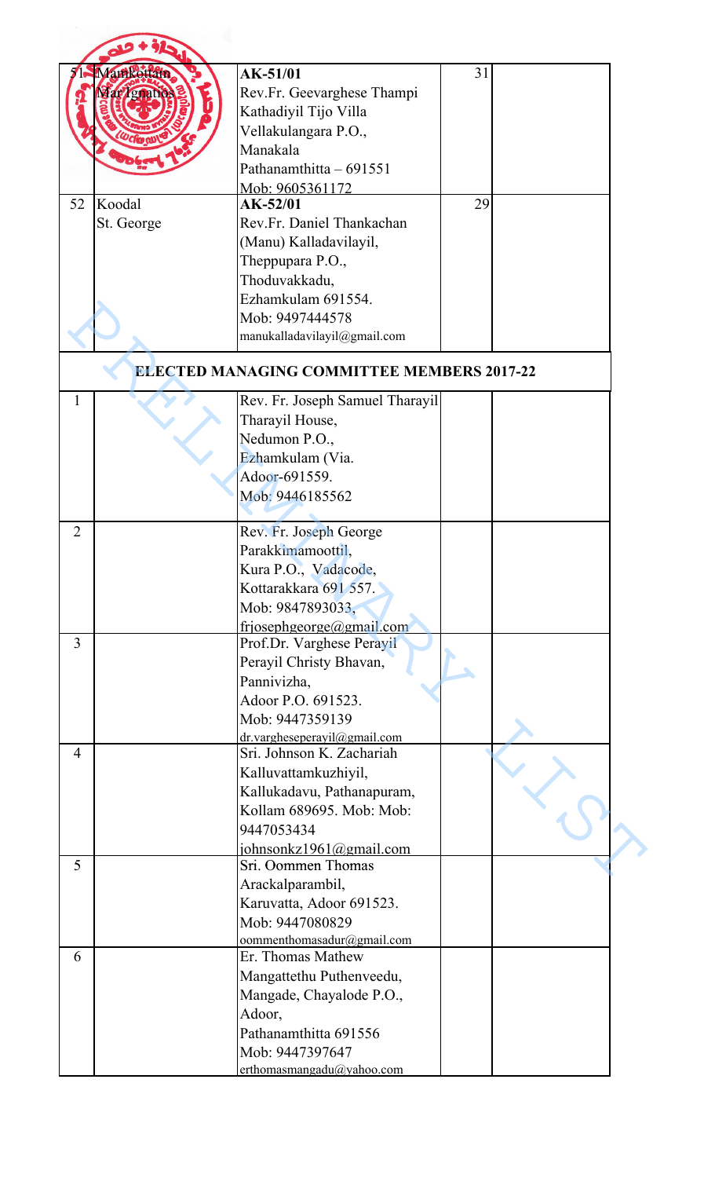| | | | | |
|---|---|---|---|---|
| 51 | Mankottam Mar Ignatios | **AK-51/01** Rev.Fr. Geevarghese Thampi Kathadiyil Tijo Villa Vellakulangara P.O., Manakala Pathanamthitta – 691551 Mob: 9605361172 | 31 | |
| 52 | Koodal St. George | **AK-52/01** Rev.Fr. Daniel Thankachan (Manu) Kalladavilayil, Theppupara P.O., Thoduvakkadu, Ezhamkulam 691554. Mob: 9497444578 manukalladavilayil@gmail.com | 29 | |
| | | **ELECTED MANAGING COMMITTEE MEMBERS 2017-22** | | |
| 1 | | Rev. Fr. Joseph Samuel Tharayil Tharayil House, Nedumon P.O., Ezhamkulam (Via. Adoor-691559. Mob: 9446185562 | | |
| 2 | | Rev. Fr. Joseph George Parakkimamoottil, Kura P.O., Vadacode, Kottarakkara 691 557. Mob: 9847893033, frjosephgeorge@gmail.com | | |
| 3 | | Prof.Dr. Varghese Perayil Perayil Christy Bhavan, Pannivizha, Adoor P.O. 691523. Mob: 9447359139 dr.vargheseperayil@gmail.com | | |
| 4 | | Sri. Johnson K. Zachariah Kalluvattamkuzhiyil, Kallukadavu, Pathanapuram, Kollam 689695. Mob: Mob: 9447053434 johnsonkz1961@gmail.com | | |
| 5 | | Sri. Oommen Thomas Arackalparambil, Karuvatta, Adoor 691523. Mob: 9447080829 oommenthomasadur@gmail.com | | |
| 6 | | Er. Thomas Mathew Mangattethu Puthenveedu, Mangade, Chayalode P.O., Adoor, Pathanamthitta 691556 Mob: 9447397647 erthomasmangadu@yahoo.com | | |